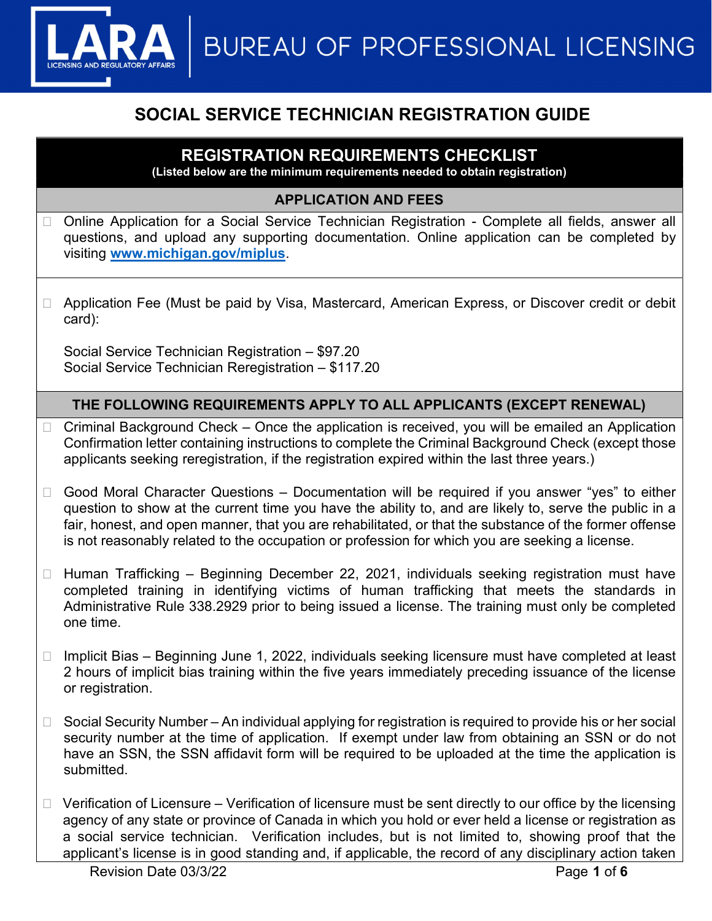LARA LICENSING AND REGULATORY AFFAIRS | BUREAU OF PROFESSIONAL LICENSING

# SOCIAL SERVICE TECHNICIAN REGISTRATION GUIDE

## REGISTRATION REQUIREMENTS CHECKLIST

**(Listed below are the minimum requirements needed to obtain registration)**

### APPLICATION AND FEES

- ☐ Online Application for a Social Service Technician Registration - Complete all fields, answer all questions, and upload any supporting documentation. Online application can be completed by visiting **www.michigan.gov/miplus**.

- ☐ Application Fee (Must be paid by Visa, Mastercard, American Express, or Discover credit or debit card):

  Social Service Technician Registration – $97.20
  Social Service Technician Reregistration – $117.20

### THE FOLLOWING REQUIREMENTS APPLY TO ALL APPLICANTS (EXCEPT RENEWAL)

- ☐ Criminal Background Check – Once the application is received, you will be emailed an Application Confirmation letter containing instructions to complete the Criminal Background Check (except those applicants seeking reregistration, if the registration expired within the last three years.)

- ☐ Good Moral Character Questions – Documentation will be required if you answer "yes" to either question to show at the current time you have the ability to, and are likely to, serve the public in a fair, honest, and open manner, that you are rehabilitated, or that the substance of the former offense is not reasonably related to the occupation or profession for which you are seeking a license.

- ☐ Human Trafficking – Beginning December 22, 2021, individuals seeking registration must have completed training in identifying victims of human trafficking that meets the standards in Administrative Rule 338.2929 prior to being issued a license. The training must only be completed one time.

- ☐ Implicit Bias – Beginning June 1, 2022, individuals seeking licensure must have completed at least 2 hours of implicit bias training within the five years immediately preceding issuance of the license or registration.

- ☐ Social Security Number – An individual applying for registration is required to provide his or her social security number at the time of application. If exempt under law from obtaining an SSN or do not have an SSN, the SSN affidavit form will be required to be uploaded at the time the application is submitted.

- ☐ Verification of Licensure – Verification of licensure must be sent directly to our office by the licensing agency of any state or province of Canada in which you hold or ever held a license or registration as a social service technician. Verification includes, but is not limited to, showing proof that the applicant's license is in good standing and, if applicable, the record of any disciplinary action taken

Revision Date 03/3/22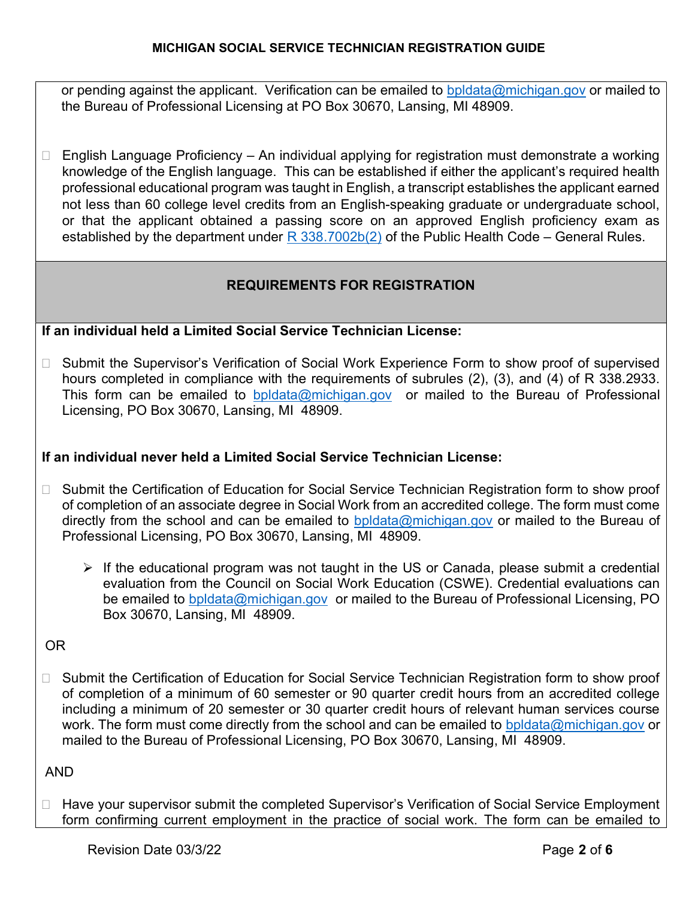or pending against the applicant. Verification can be emailed to bpldata@michigan.gov or mailed to the Bureau of Professional Licensing at PO Box 30670, Lansing, MI 48909.

- English Language Proficiency – An individual applying for registration must demonstrate a working knowledge of the English language. This can be established if either the applicant's required health professional educational program was taught in English, a transcript establishes the applicant earned not less than 60 college level credits from an English-speaking graduate or undergraduate school, or that the applicant obtained a passing score on an approved English proficiency exam as established by the department under R 338.7002b(2) of the Public Health Code – General Rules.

## REQUIREMENTS FOR REGISTRATION

**If an individual held a Limited Social Service Technician License:**

- Submit the Supervisor's Verification of Social Work Experience Form to show proof of supervised hours completed in compliance with the requirements of subrules (2), (3), and (4) of R 338.2933. This form can be emailed to bpldata@michigan.gov or mailed to the Bureau of Professional Licensing, PO Box 30670, Lansing, MI 48909.

**If an individual never held a Limited Social Service Technician License:**

- Submit the Certification of Education for Social Service Technician Registration form to show proof of completion of an associate degree in Social Work from an accredited college. The form must come directly from the school and can be emailed to bpldata@michigan.gov or mailed to the Bureau of Professional Licensing, PO Box 30670, Lansing, MI 48909.
  - If the educational program was not taught in the US or Canada, please submit a credential evaluation from the Council on Social Work Education (CSWE). Credential evaluations can be emailed to bpldata@michigan.gov or mailed to the Bureau of Professional Licensing, PO Box 30670, Lansing, MI 48909.

OR

- Submit the Certification of Education for Social Service Technician Registration form to show proof of completion of a minimum of 60 semester or 90 quarter credit hours from an accredited college including a minimum of 20 semester or 30 quarter credit hours of relevant human services course work. The form must come directly from the school and can be emailed to bpldata@michigan.gov or mailed to the Bureau of Professional Licensing, PO Box 30670, Lansing, MI 48909.

AND

- Have your supervisor submit the completed Supervisor's Verification of Social Service Employment form confirming current employment in the practice of social work. The form can be emailed to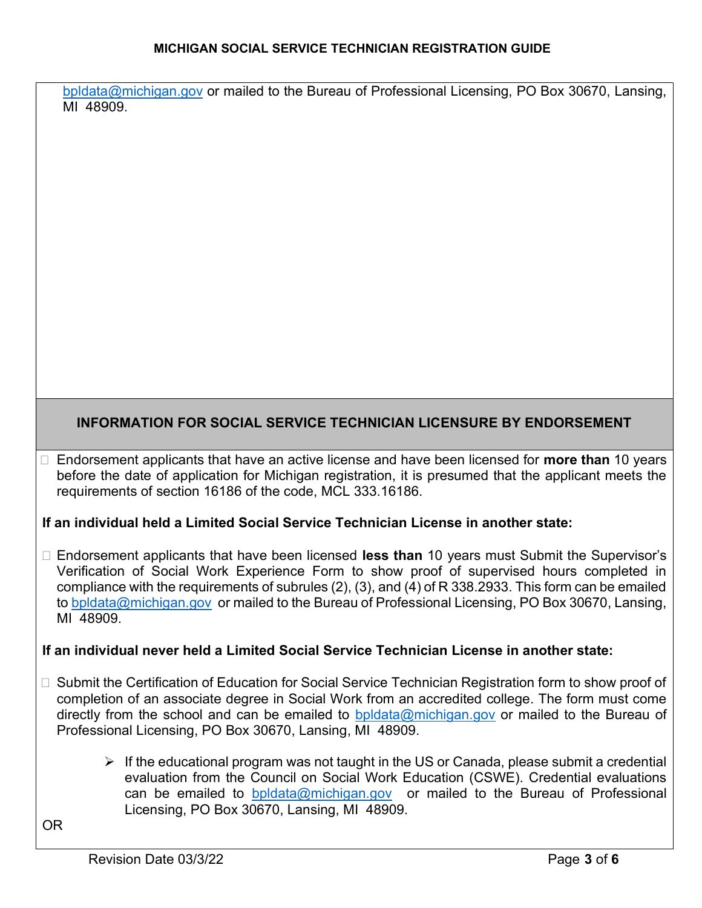bpldata@michigan.gov or mailed to the Bureau of Professional Licensing, PO Box 30670, Lansing, MI 48909.

## INFORMATION FOR SOCIAL SERVICE TECHNICIAN LICENSURE BY ENDORSEMENT

- Endorsement applicants that have an active license and have been licensed for **more than** 10 years before the date of application for Michigan registration, it is presumed that the applicant meets the requirements of section 16186 of the code, MCL 333.16186.

**If an individual held a Limited Social Service Technician License in another state:**

- Endorsement applicants that have been licensed **less than** 10 years must Submit the Supervisor's Verification of Social Work Experience Form to show proof of supervised hours completed in compliance with the requirements of subrules (2), (3), and (4) of R 338.2933. This form can be emailed to bpldata@michigan.gov or mailed to the Bureau of Professional Licensing, PO Box 30670, Lansing, MI 48909.

**If an individual never held a Limited Social Service Technician License in another state:**

- Submit the Certification of Education for Social Service Technician Registration form to show proof of completion of an associate degree in Social Work from an accredited college. The form must come directly from the school and can be emailed to bpldata@michigan.gov or mailed to the Bureau of Professional Licensing, PO Box 30670, Lansing, MI 48909.
  - If the educational program was not taught in the US or Canada, please submit a credential evaluation from the Council on Social Work Education (CSWE). Credential evaluations can be emailed to bpldata@michigan.gov or mailed to the Bureau of Professional Licensing, PO Box 30670, Lansing, MI 48909.

OR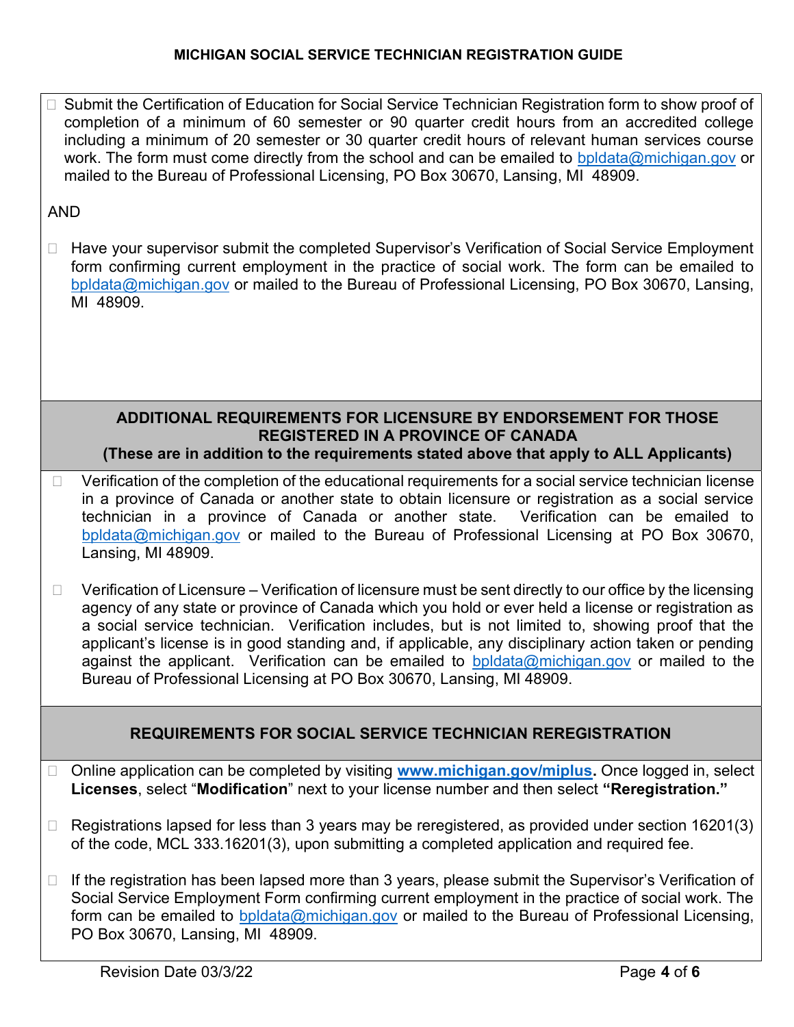- Submit the Certification of Education for Social Service Technician Registration form to show proof of completion of a minimum of 60 semester or 90 quarter credit hours from an accredited college including a minimum of 20 semester or 30 quarter credit hours of relevant human services course work. The form must come directly from the school and can be emailed to bpldata@michigan.gov or mailed to the Bureau of Professional Licensing, PO Box 30670, Lansing, MI 48909.

AND

- Have your supervisor submit the completed Supervisor's Verification of Social Service Employment form confirming current employment in the practice of social work. The form can be emailed to bpldata@michigan.gov or mailed to the Bureau of Professional Licensing, PO Box 30670, Lansing, MI 48909.

## ADDITIONAL REQUIREMENTS FOR LICENSURE BY ENDORSEMENT FOR THOSE REGISTERED IN A PROVINCE OF CANADA

**(These are in addition to the requirements stated above that apply to ALL Applicants)**

- Verification of the completion of the educational requirements for a social service technician license in a province of Canada or another state to obtain licensure or registration as a social service technician in a province of Canada or another state. Verification can be emailed to bpldata@michigan.gov or mailed to the Bureau of Professional Licensing at PO Box 30670, Lansing, MI 48909.

- Verification of Licensure – Verification of licensure must be sent directly to our office by the licensing agency of any state or province of Canada which you hold or ever held a license or registration as a social service technician. Verification includes, but is not limited to, showing proof that the applicant's license is in good standing and, if applicable, any disciplinary action taken or pending against the applicant. Verification can be emailed to bpldata@michigan.gov or mailed to the Bureau of Professional Licensing at PO Box 30670, Lansing, MI 48909.

## REQUIREMENTS FOR SOCIAL SERVICE TECHNICIAN REREGISTRATION

- Online application can be completed by visiting **www.michigan.gov/miplus.** Once logged in, select **Licenses**, select "**Modification**" next to your license number and then select **"Reregistration."**

- Registrations lapsed for less than 3 years may be reregistered, as provided under section 16201(3) of the code, MCL 333.16201(3), upon submitting a completed application and required fee.

- If the registration has been lapsed more than 3 years, please submit the Supervisor's Verification of Social Service Employment Form confirming current employment in the practice of social work. The form can be emailed to bpldata@michigan.gov or mailed to the Bureau of Professional Licensing, PO Box 30670, Lansing, MI 48909.

Revision Date 03/3/22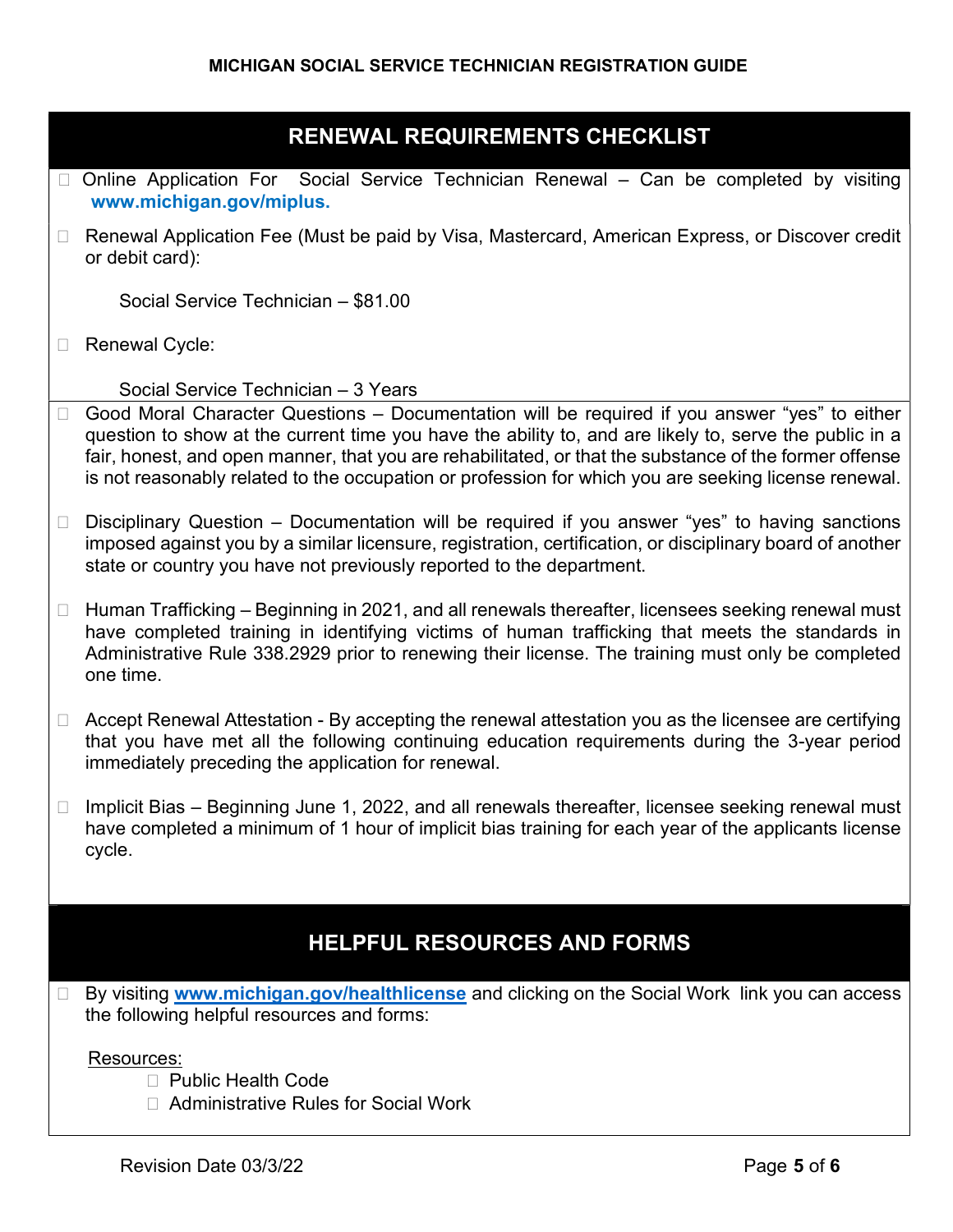## RENEWAL REQUIREMENTS CHECKLIST

- Online Application For Social Service Technician Renewal – Can be completed by visiting **www.michigan.gov/miplus.**
- Renewal Application Fee (Must be paid by Visa, Mastercard, American Express, or Discover credit or debit card):

  Social Service Technician – $81.00

- Renewal Cycle:

  Social Service Technician – 3 Years

- Good Moral Character Questions – Documentation will be required if you answer "yes" to either question to show at the current time you have the ability to, and are likely to, serve the public in a fair, honest, and open manner, that you are rehabilitated, or that the substance of the former offense is not reasonably related to the occupation or profession for which you are seeking license renewal.
- Disciplinary Question – Documentation will be required if you answer "yes" to having sanctions imposed against you by a similar licensure, registration, certification, or disciplinary board of another state or country you have not previously reported to the department.
- Human Trafficking – Beginning in 2021, and all renewals thereafter, licensees seeking renewal must have completed training in identifying victims of human trafficking that meets the standards in Administrative Rule 338.2929 prior to renewing their license. The training must only be completed one time.
- Accept Renewal Attestation - By accepting the renewal attestation you as the licensee are certifying that you have met all the following continuing education requirements during the 3-year period immediately preceding the application for renewal.
- Implicit Bias – Beginning June 1, 2022, and all renewals thereafter, licensee seeking renewal must have completed a minimum of 1 hour of implicit bias training for each year of the applicants license cycle.

## HELPFUL RESOURCES AND FORMS

- By visiting **[www.michigan.gov/healthlicense](www.michigan.gov/healthlicense)** and clicking on the Social Work link you can access the following helpful resources and forms:

  Resources:
  - Public Health Code
  - Administrative Rules for Social Work

Revision Date 03/3/22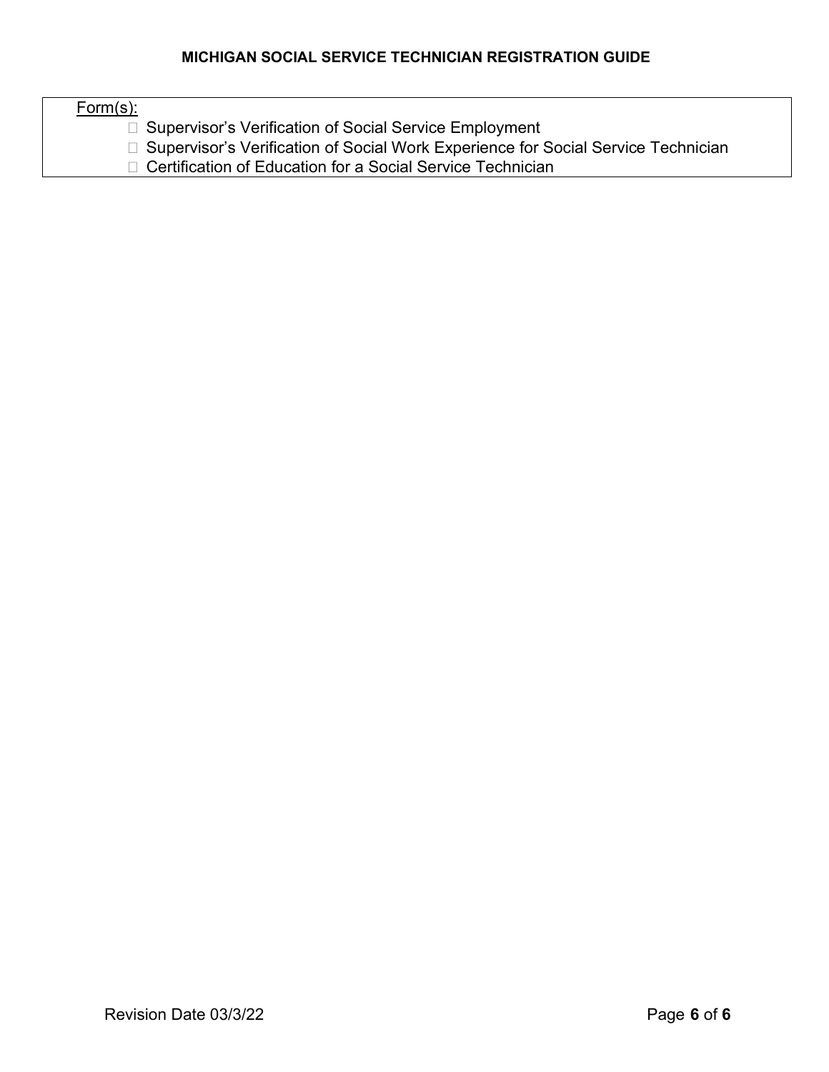Form(s):

- Supervisor's Verification of Social Service Employment
- Supervisor's Verification of Social Work Experience for Social Service Technician
- Certification of Education for a Social Service Technician

Revision Date 03/3/22